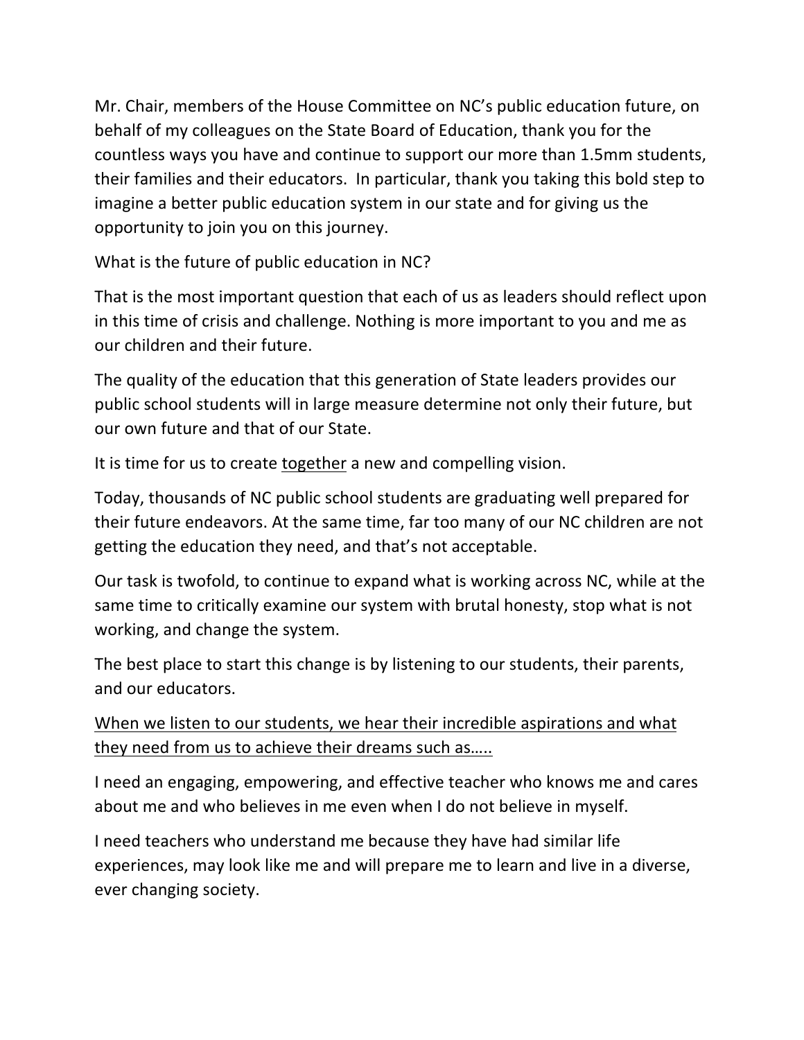Mr. Chair, members of the House Committee on NC's public education future, on behalf of my colleagues on the State Board of Education, thank you for the countless ways you have and continue to support our more than 1.5mm students, their families and their educators. In particular, thank you taking this bold step to imagine a better public education system in our state and for giving us the opportunity to join you on this journey.

What is the future of public education in NC?

That is the most important question that each of us as leaders should reflect upon in this time of crisis and challenge. Nothing is more important to you and me as our children and their future.

The quality of the education that this generation of State leaders provides our public school students will in large measure determine not only their future, but our own future and that of our State.

It is time for us to create <u>together</u> a new and compelling vision.

Today, thousands of NC public school students are graduating well prepared for their future endeavors. At the same time, far too many of our NC children are not getting the education they need, and that's not acceptable.

Our task is twofold, to continue to expand what is working across NC, while at the same time to critically examine our system with brutal honesty, stop what is not working, and change the system.

The best place to start this change is by listening to our students, their parents, and our educators.

<u>When we listen to our students, we hear their incredible aspirations and what they need from us to achieve their dreams such as…..</u>

I need an engaging, empowering, and effective teacher who knows me and cares about me and who believes in me even when I do not believe in myself.

I need teachers who understand me because they have had similar life experiences, may look like me and will prepare me to learn and live in a diverse, ever changing society.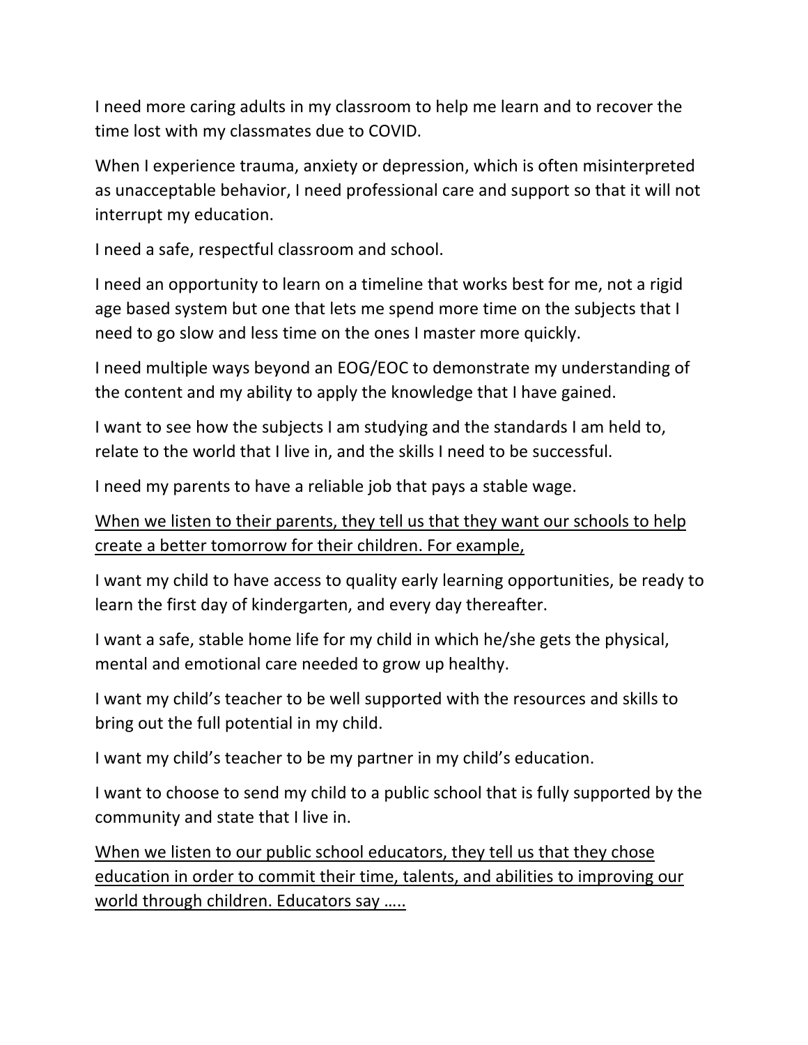I need more caring adults in my classroom to help me learn and to recover the time lost with my classmates due to COVID.

When I experience trauma, anxiety or depression, which is often misinterpreted as unacceptable behavior, I need professional care and support so that it will not interrupt my education.

I need a safe, respectful classroom and school.

I need an opportunity to learn on a timeline that works best for me, not a rigid age based system but one that lets me spend more time on the subjects that I need to go slow and less time on the ones I master more quickly.

I need multiple ways beyond an EOG/EOC to demonstrate my understanding of the content and my ability to apply the knowledge that I have gained.

I want to see how the subjects I am studying and the standards I am held to, relate to the world that I live in, and the skills I need to be successful.

I need my parents to have a reliable job that pays a stable wage.

<u>When we listen to their parents, they tell us that they want our schools to help create a better tomorrow for their children. For example,</u>

I want my child to have access to quality early learning opportunities, be ready to learn the first day of kindergarten, and every day thereafter.

I want a safe, stable home life for my child in which he/she gets the physical, mental and emotional care needed to grow up healthy.

I want my child's teacher to be well supported with the resources and skills to bring out the full potential in my child.

I want my child's teacher to be my partner in my child's education.

I want to choose to send my child to a public school that is fully supported by the community and state that I live in.

<u>When we listen to our public school educators, they tell us that they chose education in order to commit their time, talents, and abilities to improving our world through children. Educators say …..</u>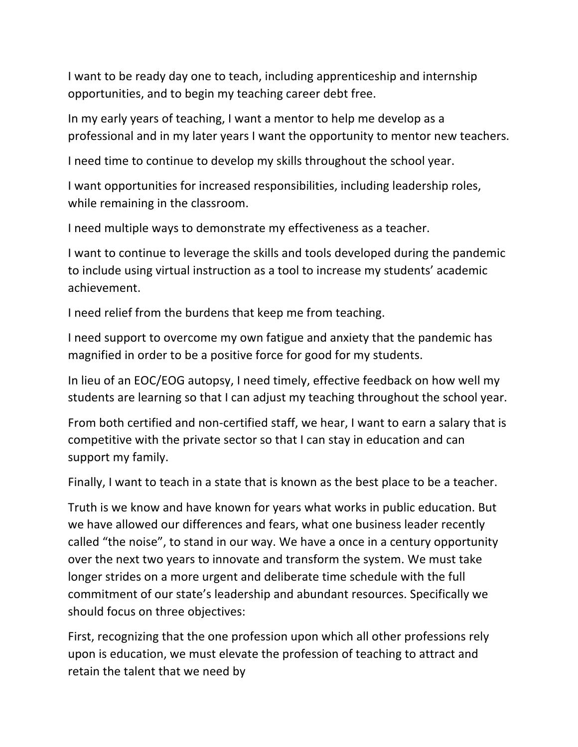I want to be ready day one to teach, including apprenticeship and internship opportunities, and to begin my teaching career debt free.

In my early years of teaching, I want a mentor to help me develop as a professional and in my later years I want the opportunity to mentor new teachers.

I need time to continue to develop my skills throughout the school year.

I want opportunities for increased responsibilities, including leadership roles, while remaining in the classroom.

I need multiple ways to demonstrate my effectiveness as a teacher.

I want to continue to leverage the skills and tools developed during the pandemic to include using virtual instruction as a tool to increase my students' academic achievement.

I need relief from the burdens that keep me from teaching.

I need support to overcome my own fatigue and anxiety that the pandemic has magnified in order to be a positive force for good for my students.

In lieu of an EOC/EOG autopsy, I need timely, effective feedback on how well my students are learning so that I can adjust my teaching throughout the school year.

From both certified and non-certified staff, we hear, I want to earn a salary that is competitive with the private sector so that I can stay in education and can support my family.

Finally, I want to teach in a state that is known as the best place to be a teacher.

Truth is we know and have known for years what works in public education. But we have allowed our differences and fears, what one business leader recently called "the noise", to stand in our way. We have a once in a century opportunity over the next two years to innovate and transform the system. We must take longer strides on a more urgent and deliberate time schedule with the full commitment of our state's leadership and abundant resources. Specifically we should focus on three objectives:

First, recognizing that the one profession upon which all other professions rely upon is education, we must elevate the profession of teaching to attract and retain the talent that we need by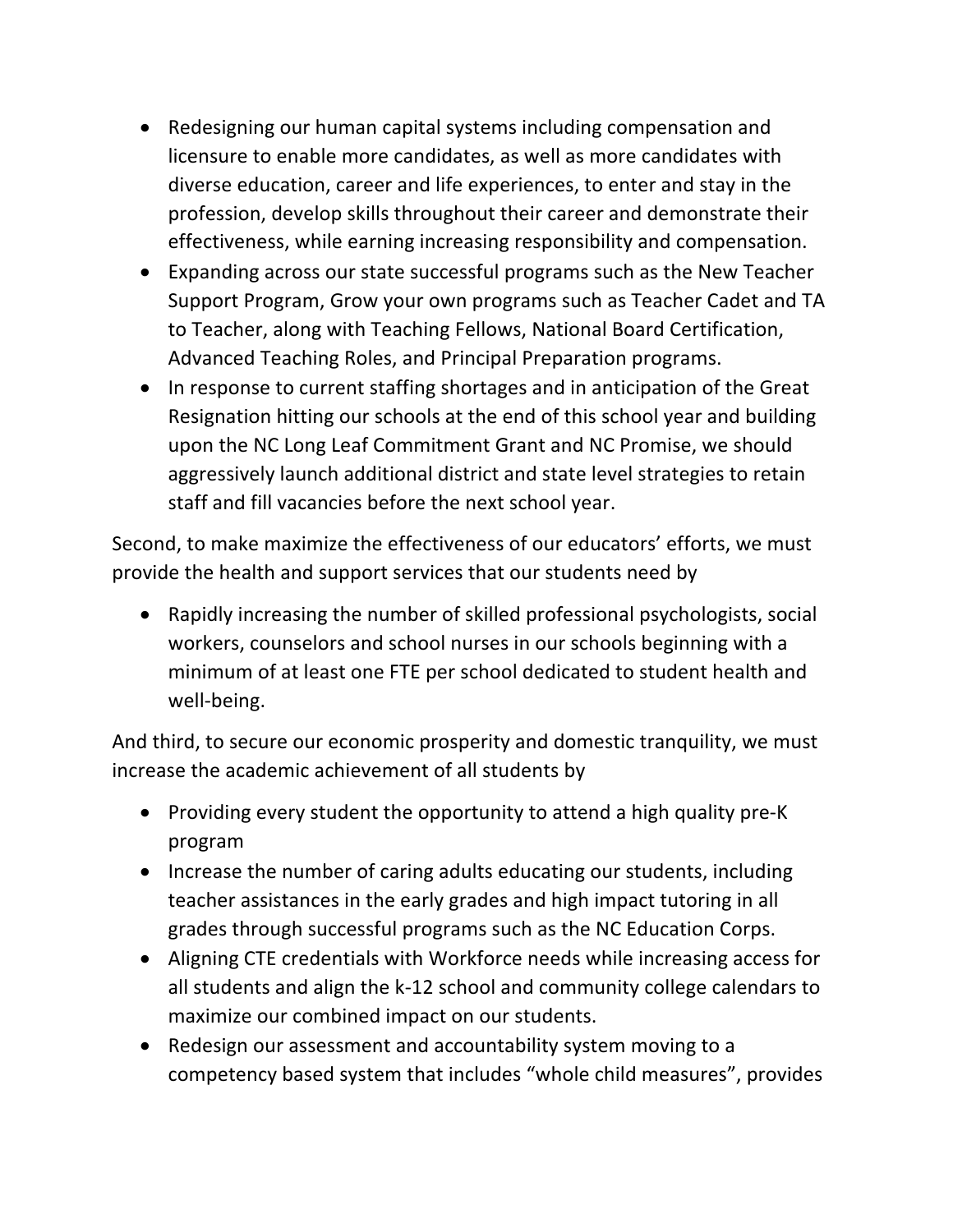- Redesigning our human capital systems including compensation and licensure to enable more candidates, as well as more candidates with diverse education, career and life experiences, to enter and stay in the profession, develop skills throughout their career and demonstrate their effectiveness, while earning increasing responsibility and compensation.
- Expanding across our state successful programs such as the New Teacher Support Program, Grow your own programs such as Teacher Cadet and TA to Teacher, along with Teaching Fellows, National Board Certification, Advanced Teaching Roles, and Principal Preparation programs.
- In response to current staffing shortages and in anticipation of the Great Resignation hitting our schools at the end of this school year and building upon the NC Long Leaf Commitment Grant and NC Promise, we should aggressively launch additional district and state level strategies to retain staff and fill vacancies before the next school year.

Second, to make maximize the effectiveness of our educators' efforts, we must provide the health and support services that our students need by

- Rapidly increasing the number of skilled professional psychologists, social workers, counselors and school nurses in our schools beginning with a minimum of at least one FTE per school dedicated to student health and well-being.

And third, to secure our economic prosperity and domestic tranquility, we must increase the academic achievement of all students by

- Providing every student the opportunity to attend a high quality pre-K program
- Increase the number of caring adults educating our students, including teacher assistances in the early grades and high impact tutoring in all grades through successful programs such as the NC Education Corps.
- Aligning CTE credentials with Workforce needs while increasing access for all students and align the k-12 school and community college calendars to maximize our combined impact on our students.
- Redesign our assessment and accountability system moving to a competency based system that includes "whole child measures", provides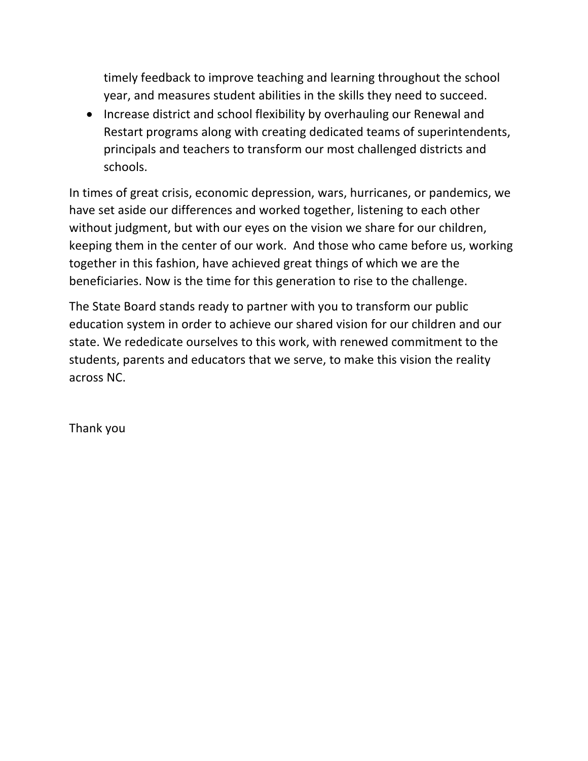timely feedback to improve teaching and learning throughout the school year, and measures student abilities in the skills they need to succeed.

- Increase district and school flexibility by overhauling our Renewal and Restart programs along with creating dedicated teams of superintendents, principals and teachers to transform our most challenged districts and schools.

In times of great crisis, economic depression, wars, hurricanes, or pandemics, we have set aside our differences and worked together, listening to each other without judgment, but with our eyes on the vision we share for our children, keeping them in the center of our work. And those who came before us, working together in this fashion, have achieved great things of which we are the beneficiaries. Now is the time for this generation to rise to the challenge.

The State Board stands ready to partner with you to transform our public education system in order to achieve our shared vision for our children and our state. We rededicate ourselves to this work, with renewed commitment to the students, parents and educators that we serve, to make this vision the reality across NC.

Thank you